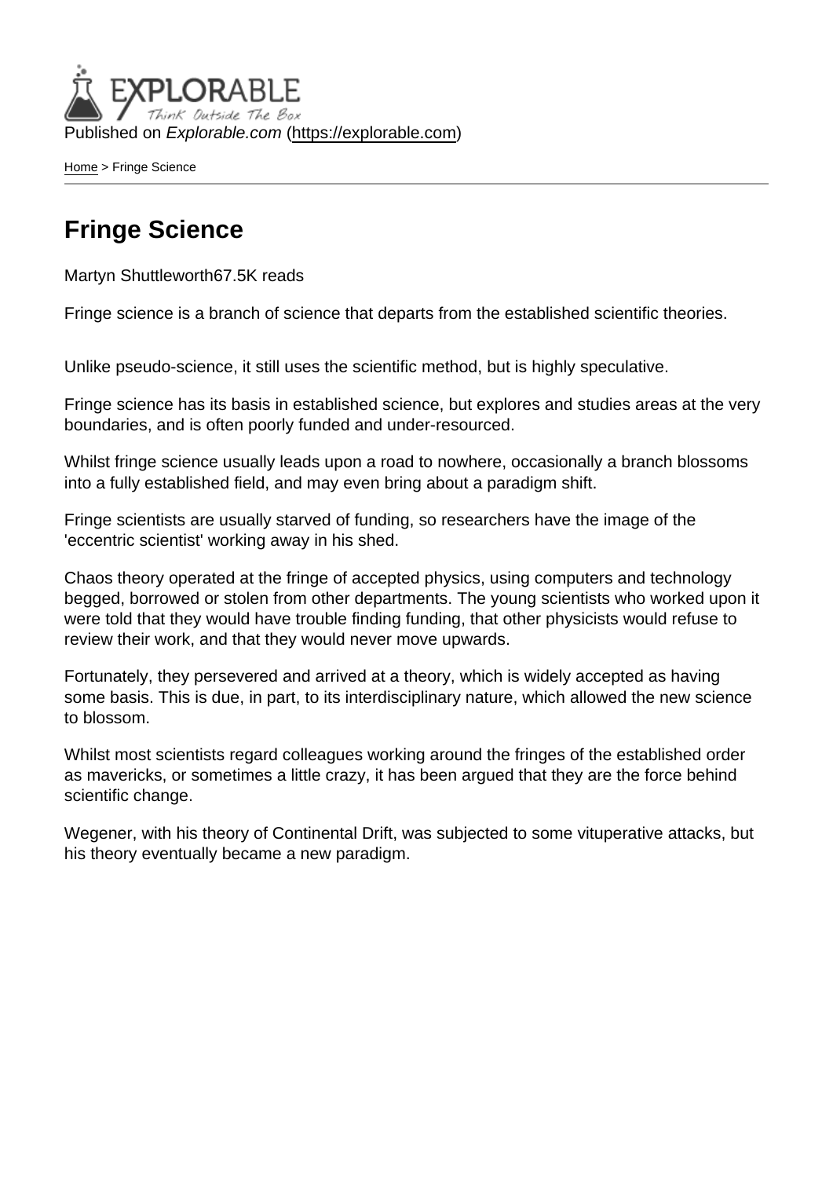Published on *Explorable.com* (https://explorable.com)

Home > Fringe Science

# Fringe Science

Martyn Shuttleworth67.5K reads

Fringe science is a branch of science that departs from the established scientific theories.

Unlike pseudo-science, it still uses the scientific method, but is highly speculative.

Fringe science has its basis in established science, but explores and studies areas at the very boundaries, and is often poorly funded and under-resourced.

Whilst fringe science usually leads upon a road to nowhere, occasionally a branch blossoms into a fully established field, and may even bring about a paradigm shift.

Fringe scientists are usually starved of funding, so researchers have the image of the 'eccentric scientist' working away in his shed.

Chaos theory operated at the fringe of accepted physics, using computers and technology begged, borrowed or stolen from other departments. The young scientists who worked upon it were told that they would have trouble finding funding, that other physicists would refuse to review their work, and that they would never move upwards.

Fortunately, they persevered and arrived at a theory, which is widely accepted as having some basis. This is due, in part, to its interdisciplinary nature, which allowed the new science to blossom.

Whilst most scientists regard colleagues working around the fringes of the established order as mavericks, or sometimes a little crazy, it has been argued that they are the force behind scientific change.

Wegener, with his theory of Continental Drift, was subjected to some vituperative attacks, but his theory eventually became a new paradigm.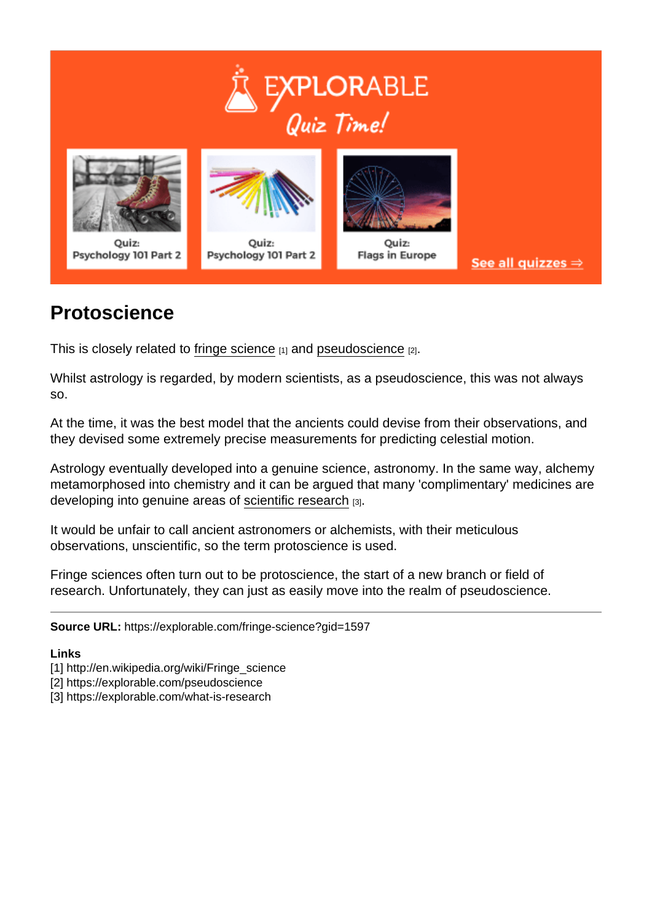## Protoscience

This is closely related to fringe science [1] and pseudoscience [2].

Whilst astrology is regarded, by modern scientists, as a pseudoscience, this was not always so.

At the time, it was the best model that the ancients could devise from their observations, and they devised some extremely precise measurements for predicting celestial motion.

Astrology eventually developed into a genuine science, astronomy. In the same way, alchemy metamorphosed into chemistry and it can be argued that many 'complimentary' medicines are developing into genuine areas of scientific research [3].

It would be unfair to call ancient astronomers or alchemists, with their meticulous observations, unscientific, so the term protoscience is used.

Fringe sciences often turn out to be protoscience, the start of a new branch or field of research. Unfortunately, they can just as easily move into the realm of pseudoscience.

---

**Source URL:** https://explorable.com/fringe-science?gid=1597

**Links**
[1] http://en.wikipedia.org/wiki/Fringe_science
[2] https://explorable.com/pseudoscience
[3] https://explorable.com/what-is-research